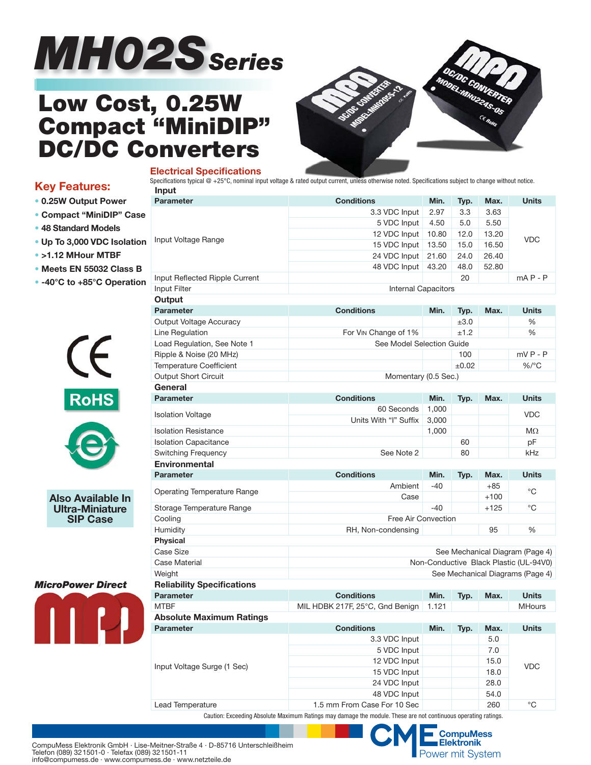# MH02S Series

# Low Cost, 0.25W Compact "MiniDIP" DC/DC Converters

## Key Features:

- 0.25W Output Power
- Compact "MiniDIP" Case
- 48 Standard Models
- Up To 3,000 VDC Isolation
- >1.12 MHour MTBF
- Meets EN 55032 Class B
- -40°C to +85°C Operation

**Also Available In Ultra-Miniature SIP Case**

*MicroPower Direct*

## Electrical Specifications

Specifications typical @ +25°C, nominal input voltage & rated output current, unless otherwise noted. Specifications subject to change without notice.

### Input

| Parameter | Conditions | Min. | Typ. | Max. | Units |
|---|---|---|---|---|---|
| Input Voltage Range | 3.3 VDC Input | 2.97 | 3.3 | 3.63 | VDC |
| | 5 VDC Input | 4.50 | 5.0 | 5.50 | |
| | 12 VDC Input | 10.80 | 12.0 | 13.20 | |
| | 15 VDC Input | 13.50 | 15.0 | 16.50 | |
| | 24 VDC Input | 21.60 | 24.0 | 26.40 | |
| | 48 VDC Input | 43.20 | 48.0 | 52.80 | |
| Input Reflected Ripple Current | | | 20 | | mA P - P |
| Input Filter | Internal Capacitors | | | | |

### Output

| Parameter | Conditions | Min. | Typ. | Max. | Units |
|---|---|---|---|---|---|
| Output Voltage Accuracy | | | ±3.0 | | % |
| Line Regulation | For $V_{IN}$ Change of 1% | | ±1.2 | | % |
| Load Regulation, See Note 1 | See Model Selection Guide | | | | |
| Ripple & Noise (20 MHz) | | | 100 | | mV P - P |
| Temperature Coefficient | | | ±0.02 | | %/°C |
| Output Short Circuit | Momentary (0.5 Sec.) | | | | |

### General

| Parameter | Conditions | Min. | Typ. | Max. | Units |
|---|---|---|---|---|---|
| Isolation Voltage | 60 Seconds | 1,000 | | | VDC |
| | Units With "I" Suffix | 3,000 | | | |
| Isolation Resistance | | 1,000 | | | MΩ |
| Isolation Capacitance | | | 60 | | pF |
| Switching Frequency | See Note 2 | | 80 | | kHz |

### Environmental

| Parameter | Conditions | Min. | Typ. | Max. | Units |
|---|---|---|---|---|---|
| Operating Temperature Range | Ambient | -40 | | +85 | °C |
| | Case | | | +100 | |
| Storage Temperature Range | | -40 | | +125 | °C |
| Cooling | Free Air Convection | | | | |
| Humidity | RH, Non-condensing | | | 95 | % |

### Physical

| Parameter | Description |
|---|---|
| Case Size | See Mechanical Diagram (Page 4) |
| Case Material | Non-Conductive Black Plastic (UL-94V0) |
| Weight | See Mechanical Diagrams (Page 4) |

### Reliability Specifications

| Parameter | Conditions | Min. | Typ. | Max. | Units |
|---|---|---|---|---|---|
| MTBF | MIL HDBK 217F, 25°C, Gnd Benign | 1.121 | | | MHours |

### Absolute Maximum Ratings

| Parameter | Conditions | Min. | Typ. | Max. | Units |
|---|---|---|---|---|---|
| Input Voltage Surge (1 Sec) | 3.3 VDC Input | | | 5.0 | VDC |
| | 5 VDC Input | | | 7.0 | |
| | 12 VDC Input | | | 15.0 | |
| | 15 VDC Input | | | 18.0 | |
| | 24 VDC Input | | | 28.0 | |
| | 48 VDC Input | | | 54.0 | |
| Lead Temperature | 1.5 mm From Case For 10 Sec | | | 260 | °C |

Caution: Exceeding Absolute Maximum Ratings may damage the module. These are not continuous operating ratings.

CompuMess Elektronik GmbH · Lise-Meitner-Straße 4 · D-85716 Unterschleißheim
Telefon (089) 321501-0 · Telefax (089) 321501-11
info@compumess.de · www.compumess.de · www.netzteile.de

CompuMess Elektronik — Power mit System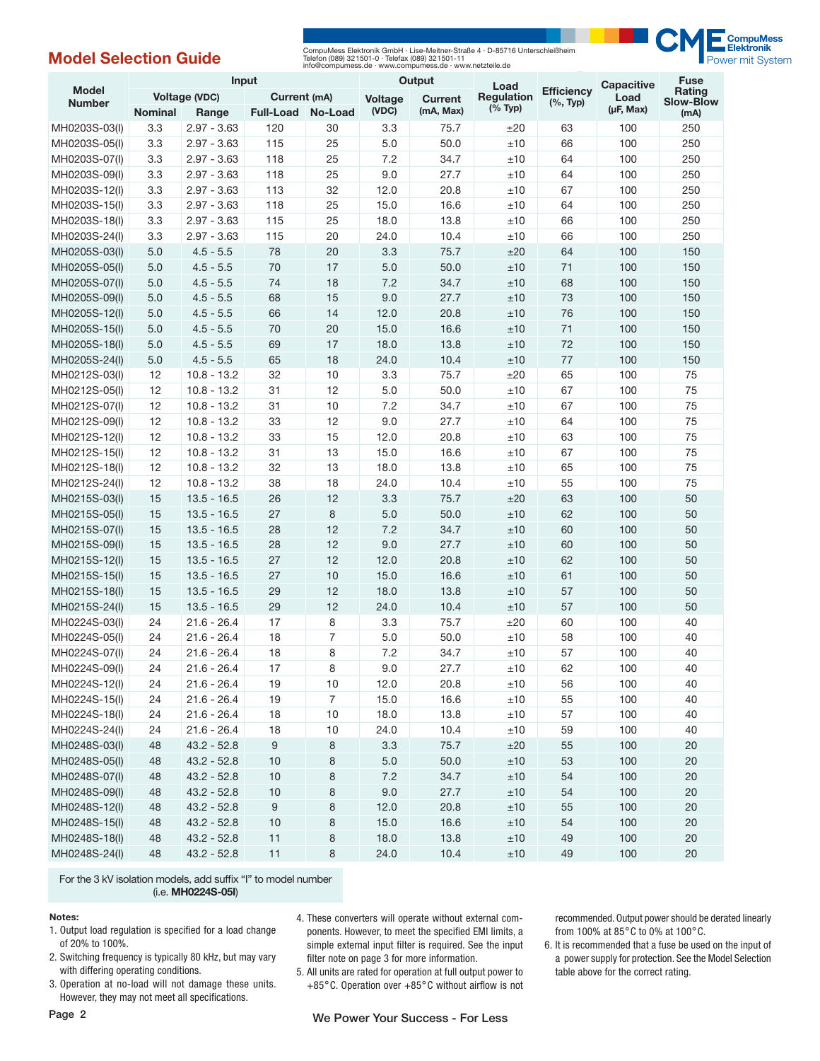## Model Selection Guide

| Model Number | Input | | | | Output | | Load Regulation (% Typ) | Efficiency (%, Typ) | Capacitive Load (µF, Max) | Fuse Rating Slow-Blow (mA) |
|---|---|---|---|---|---|---|---|---|---|---|
| | Voltage (VDC) | | Current (mA) | | Voltage (VDC) | Current (mA, Max) | | | | |
| | Nominal | Range | Full-Load | No-Load | | | | | | |
| MH0203S-03(I) | 3.3 | 2.97 - 3.63 | 120 | 30 | 3.3 | 75.7 | ±20 | 63 | 100 | 250 |
| MH0203S-05(I) | 3.3 | 2.97 - 3.63 | 115 | 25 | 5.0 | 50.0 | ±10 | 66 | 100 | 250 |
| MH0203S-07(I) | 3.3 | 2.97 - 3.63 | 118 | 25 | 7.2 | 34.7 | ±10 | 64 | 100 | 250 |
| MH0203S-09(I) | 3.3 | 2.97 - 3.63 | 118 | 25 | 9.0 | 27.7 | ±10 | 64 | 100 | 250 |
| MH0203S-12(I) | 3.3 | 2.97 - 3.63 | 113 | 32 | 12.0 | 20.8 | ±10 | 67 | 100 | 250 |
| MH0203S-15(I) | 3.3 | 2.97 - 3.63 | 118 | 25 | 15.0 | 16.6 | ±10 | 64 | 100 | 250 |
| MH0203S-18(I) | 3.3 | 2.97 - 3.63 | 115 | 25 | 18.0 | 13.8 | ±10 | 66 | 100 | 250 |
| MH0203S-24(I) | 3.3 | 2.97 - 3.63 | 115 | 20 | 24.0 | 10.4 | ±10 | 66 | 100 | 250 |
| MH0205S-03(I) | 5.0 | 4.5 - 5.5 | 78 | 20 | 3.3 | 75.7 | ±20 | 64 | 100 | 150 |
| MH0205S-05(I) | 5.0 | 4.5 - 5.5 | 70 | 17 | 5.0 | 50.0 | ±10 | 71 | 100 | 150 |
| MH0205S-07(I) | 5.0 | 4.5 - 5.5 | 74 | 18 | 7.2 | 34.7 | ±10 | 68 | 100 | 150 |
| MH0205S-09(I) | 5.0 | 4.5 - 5.5 | 68 | 15 | 9.0 | 27.7 | ±10 | 73 | 100 | 150 |
| MH0205S-12(I) | 5.0 | 4.5 - 5.5 | 66 | 14 | 12.0 | 20.8 | ±10 | 76 | 100 | 150 |
| MH0205S-15(I) | 5.0 | 4.5 - 5.5 | 70 | 20 | 15.0 | 16.6 | ±10 | 71 | 100 | 150 |
| MH0205S-18(I) | 5.0 | 4.5 - 5.5 | 69 | 17 | 18.0 | 13.8 | ±10 | 72 | 100 | 150 |
| MH0205S-24(I) | 5.0 | 4.5 - 5.5 | 65 | 18 | 24.0 | 10.4 | ±10 | 77 | 100 | 150 |
| MH0212S-03(I) | 12 | 10.8 - 13.2 | 32 | 10 | 3.3 | 75.7 | ±20 | 65 | 100 | 75 |
| MH0212S-05(I) | 12 | 10.8 - 13.2 | 31 | 12 | 5.0 | 50.0 | ±10 | 67 | 100 | 75 |
| MH0212S-07(I) | 12 | 10.8 - 13.2 | 31 | 10 | 7.2 | 34.7 | ±10 | 67 | 100 | 75 |
| MH0212S-09(I) | 12 | 10.8 - 13.2 | 33 | 12 | 9.0 | 27.7 | ±10 | 64 | 100 | 75 |
| MH0212S-12(I) | 12 | 10.8 - 13.2 | 33 | 15 | 12.0 | 20.8 | ±10 | 63 | 100 | 75 |
| MH0212S-15(I) | 12 | 10.8 - 13.2 | 31 | 13 | 15.0 | 16.6 | ±10 | 67 | 100 | 75 |
| MH0212S-18(I) | 12 | 10.8 - 13.2 | 32 | 13 | 18.0 | 13.8 | ±10 | 65 | 100 | 75 |
| MH0212S-24(I) | 12 | 10.8 - 13.2 | 38 | 18 | 24.0 | 10.4 | ±10 | 55 | 100 | 75 |
| MH0215S-03(I) | 15 | 13.5 - 16.5 | 26 | 12 | 3.3 | 75.7 | ±20 | 63 | 100 | 50 |
| MH0215S-05(I) | 15 | 13.5 - 16.5 | 27 | 8 | 5.0 | 50.0 | ±10 | 62 | 100 | 50 |
| MH0215S-07(I) | 15 | 13.5 - 16.5 | 28 | 12 | 7.2 | 34.7 | ±10 | 60 | 100 | 50 |
| MH0215S-09(I) | 15 | 13.5 - 16.5 | 28 | 12 | 9.0 | 27.7 | ±10 | 60 | 100 | 50 |
| MH0215S-12(I) | 15 | 13.5 - 16.5 | 27 | 12 | 12.0 | 20.8 | ±10 | 62 | 100 | 50 |
| MH0215S-15(I) | 15 | 13.5 - 16.5 | 27 | 10 | 15.0 | 16.6 | ±10 | 61 | 100 | 50 |
| MH0215S-18(I) | 15 | 13.5 - 16.5 | 29 | 12 | 18.0 | 13.8 | ±10 | 57 | 100 | 50 |
| MH0215S-24(I) | 15 | 13.5 - 16.5 | 29 | 12 | 24.0 | 10.4 | ±10 | 57 | 100 | 50 |
| MH0224S-03(I) | 24 | 21.6 - 26.4 | 17 | 8 | 3.3 | 75.7 | ±20 | 60 | 100 | 40 |
| MH0224S-05(I) | 24 | 21.6 - 26.4 | 18 | 7 | 5.0 | 50.0 | ±10 | 58 | 100 | 40 |
| MH0224S-07(I) | 24 | 21.6 - 26.4 | 18 | 8 | 7.2 | 34.7 | ±10 | 57 | 100 | 40 |
| MH0224S-09(I) | 24 | 21.6 - 26.4 | 17 | 8 | 9.0 | 27.7 | ±10 | 62 | 100 | 40 |
| MH0224S-12(I) | 24 | 21.6 - 26.4 | 19 | 10 | 12.0 | 20.8 | ±10 | 56 | 100 | 40 |
| MH0224S-15(I) | 24 | 21.6 - 26.4 | 19 | 7 | 15.0 | 16.6 | ±10 | 55 | 100 | 40 |
| MH0224S-18(I) | 24 | 21.6 - 26.4 | 18 | 10 | 18.0 | 13.8 | ±10 | 57 | 100 | 40 |
| MH0224S-24(I) | 24 | 21.6 - 26.4 | 18 | 10 | 24.0 | 10.4 | ±10 | 59 | 100 | 40 |
| MH0248S-03(I) | 48 | 43.2 - 52.8 | 9 | 8 | 3.3 | 75.7 | ±20 | 55 | 100 | 20 |
| MH0248S-05(I) | 48 | 43.2 - 52.8 | 10 | 8 | 5.0 | 50.0 | ±10 | 53 | 100 | 20 |
| MH0248S-07(I) | 48 | 43.2 - 52.8 | 10 | 8 | 7.2 | 34.7 | ±10 | 54 | 100 | 20 |
| MH0248S-09(I) | 48 | 43.2 - 52.8 | 10 | 8 | 9.0 | 27.7 | ±10 | 54 | 100 | 20 |
| MH0248S-12(I) | 48 | 43.2 - 52.8 | 9 | 8 | 12.0 | 20.8 | ±10 | 55 | 100 | 20 |
| MH0248S-15(I) | 48 | 43.2 - 52.8 | 10 | 8 | 15.0 | 16.6 | ±10 | 54 | 100 | 20 |
| MH0248S-18(I) | 48 | 43.2 - 52.8 | 11 | 8 | 18.0 | 13.8 | ±10 | 49 | 100 | 20 |
| MH0248S-24(I) | 48 | 43.2 - 52.8 | 11 | 8 | 24.0 | 10.4 | ±10 | 49 | 100 | 20 |

For the 3 kV isolation models, add suffix "I" to model number (i.e. **MH0224S-05I**)

**Notes:**

1. Output load regulation is specified for a load change of 20% to 100%.
2. Switching frequency is typically 80 kHz, but may vary with differing operating conditions.
3. Operation at no-load will not damage these units. However, they may not meet all specifications.
4. These converters will operate without external components. However, to meet the specified EMI limits, a simple external input filter is required. See the input filter note on page 3 for more information.
5. All units are rated for operation at full output power to +85°C. Operation over +85°C without airflow is not recommended. Output power should be derated linearly from 100% at 85°C to 0% at 100°C.
6. It is recommended that a fuse be used on the input of a power supply for protection. See the Model Selection table above for the correct rating.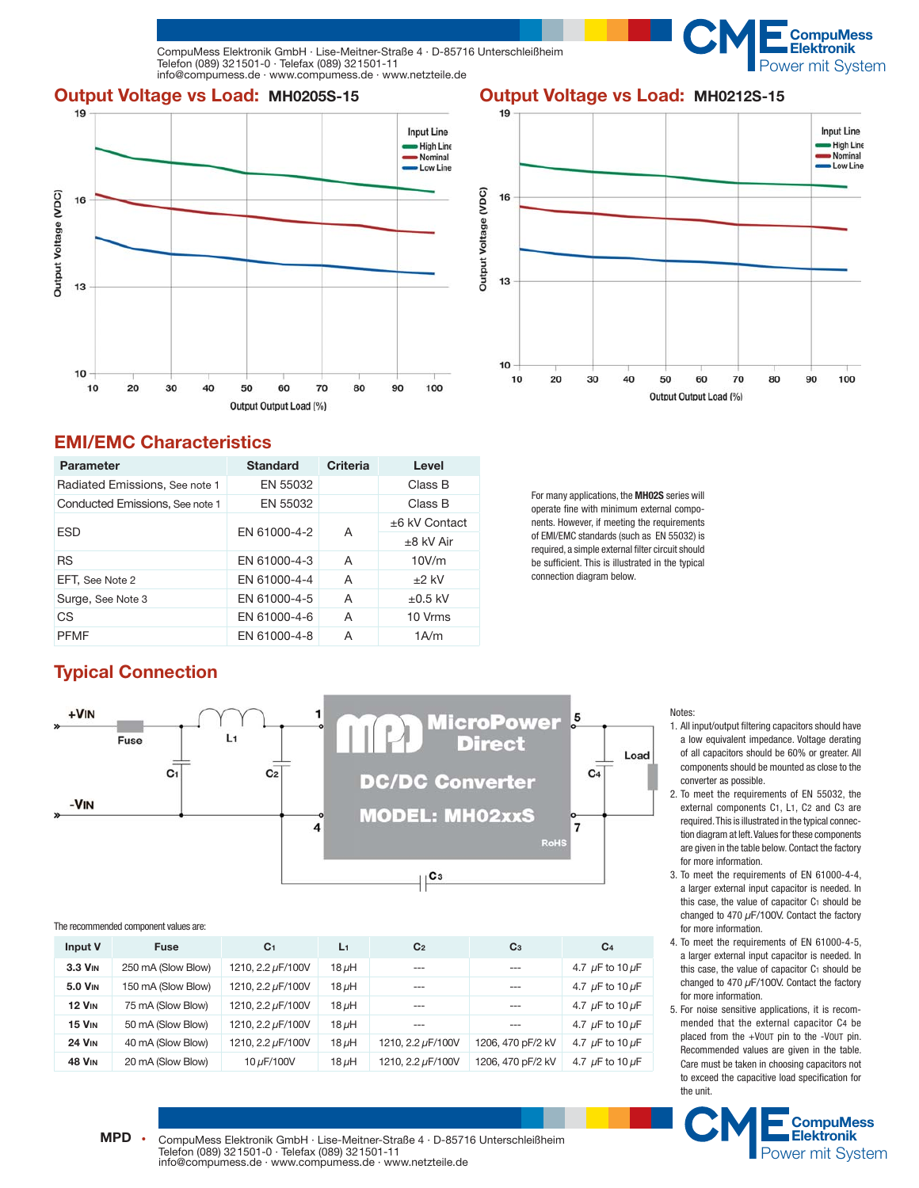## Output Voltage vs Load: MH0205S-15

## Output Voltage vs Load: MH0212S-15

## EMI/EMC Characteristics

| Parameter | Standard | Criteria | Level |
|---|---|---|---|
| Radiated Emissions, See note 1 | EN 55032 | | Class B |
| Conducted Emissions, See note 1 | EN 55032 | | Class B |
| ESD | EN 61000-4-2 | A | ±6 kV Contact |
| | | | ±8 kV Air |
| RS | EN 61000-4-3 | A | 10V/m |
| EFT, See Note 2 | EN 61000-4-4 | A | ±2 kV |
| Surge, See Note 3 | EN 61000-4-5 | A | ±0.5 kV |
| CS | EN 61000-4-6 | A | 10 Vrms |
| PFMF | EN 61000-4-8 | A | 1A/m |

For many applications, the **MH02S** series will operate fine with minimum external components. However, if meeting the requirements of EMI/EMC standards (such as EN 55032) is required, a simple external filter circuit should be sufficient. This is illustrated in the typical connection diagram below.

## Typical Connection

The recommended component values are:

| Input V | Fuse | $C_1$ | $L_1$ | $C_2$ | $C_3$ | $C_4$ |
|---|---|---|---|---|---|---|
| **3.3 VIN** | 250 mA (Slow Blow) | 1210, 2.2 µF/100V | 18 µH | --- | --- | 4.7 µF to 10 µF |
| **5.0 VIN** | 150 mA (Slow Blow) | 1210, 2.2 µF/100V | 18 µH | --- | --- | 4.7 µF to 10 µF |
| **12 VIN** | 75 mA (Slow Blow) | 1210, 2.2 µF/100V | 18 µH | --- | --- | 4.7 µF to 10 µF |
| **15 VIN** | 50 mA (Slow Blow) | 1210, 2.2 µF/100V | 18 µH | --- | --- | 4.7 µF to 10 µF |
| **24 VIN** | 40 mA (Slow Blow) | 1210, 2.2 µF/100V | 18 µH | 1210, 2.2 µF/100V | 1206, 470 pF/2 kV | 4.7 µF to 10 µF |
| **48 VIN** | 20 mA (Slow Blow) | 10 µF/100V | 18 µH | 1210, 2.2 µF/100V | 1206, 470 pF/2 kV | 4.7 µF to 10 µF |

Notes:

1. All input/output filtering capacitors should have a low equivalent impedance. Voltage derating of all capacitors should be 60% or greater. All components should be mounted as close to the converter as possible.
2. To meet the requirements of EN 55032, the external components $C_1$, $L_1$, $C_2$ and $C_3$ are required. This is illustrated in the typical connection diagram at left. Values for these components are given in the table below. Contact the factory for more information.
3. To meet the requirements of EN 61000-4-4, a larger external input capacitor is needed. In this case, the value of capacitor $C_1$ should be changed to 470 µF/100V. Contact the factory for more information.
4. To meet the requirements of EN 61000-4-5, a larger external input capacitor is needed. In this case, the value of capacitor $C_1$ should be changed to 470 µF/100V. Contact the factory for more information.
5. For noise sensitive applications, it is recommended that the external capacitor $C_4$ be placed from the +VOUT pin to the -VOUT pin. Recommended values are given in the table. Care must be taken in choosing capacitors not to exceed the capacitive load specification for the unit.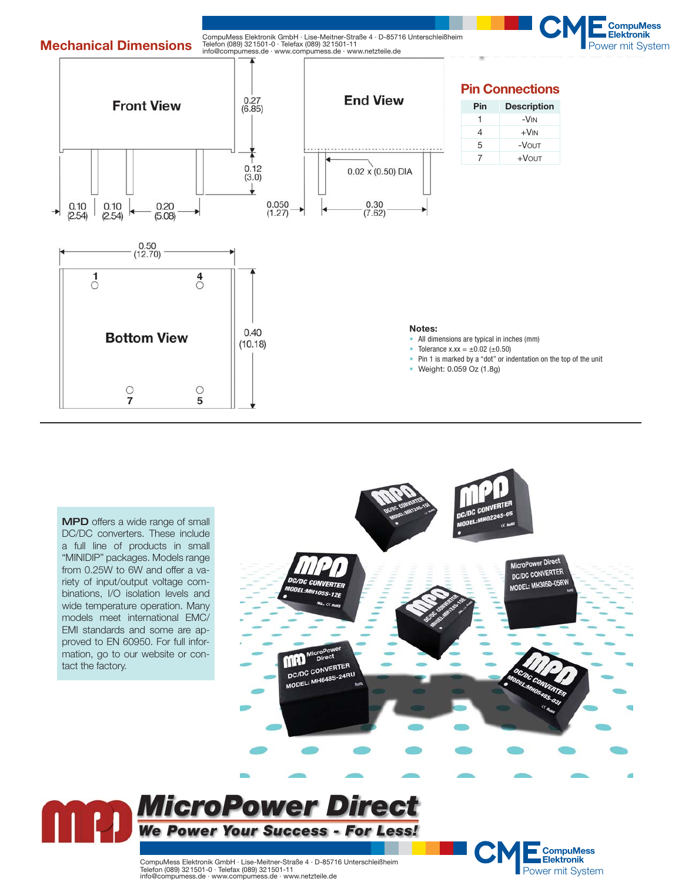## Mechanical Dimensions

Front View

0.27
(6.85)

0.12
(3.0)

0.10
(2.54)

0.10
(2.54)

0.20
(5.08)

End View

0.02 x (0.50) DIA

0.050
(1.27)

0.30
(7.62)

0.50
(12.70)

1 4

Bottom View

0.40
(10.18)

7 5

## Pin Connections

| Pin | Description |
|---|---|
| 1 | -VIN |
| 4 | +VIN |
| 5 | -VOUT |
| 7 | +VOUT |

**Notes:**

- All dimensions are typical in inches (mm)
- Tolerance x.xx = ±0.02 (±0.50)
- Pin 1 is marked by a “dot” or indentation on the top of the unit
- Weight: 0.059 Oz (1.8g)

**MPD** offers a wide range of small DC/DC converters. These include a full line of products in small “MINIDIP” packages. Models range from 0.25W to 6W and offer a variety of input/output voltage combinations, I/O isolation levels and wide temperature operation. Many models meet international EMC/EMI standards and some are approved to EN 60950. For full information, go to our website or contact the factory.

**MicroPower Direct**

*We Power Your Success - For Less!*

CompuMess Elektronik GmbH · Lise-Meitner-Straße 4 · D-85716 Unterschleißheim
Telefon (089) 321501-0 · Telefax (089) 321501-11
info@compumess.de · www.compumess.de · www.netzteile.de